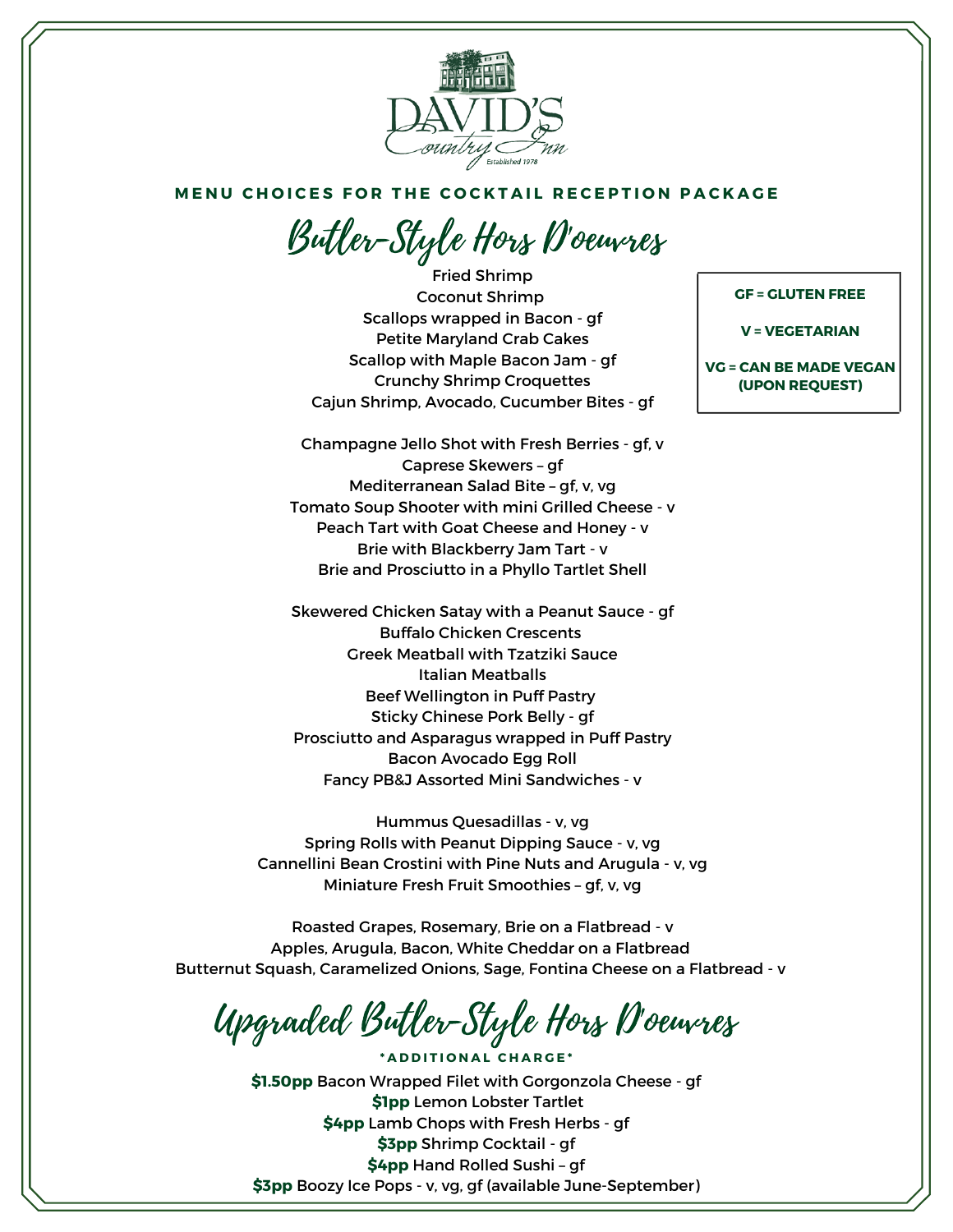DAVID'S Country Inn
Established 1978

**MENU CHOICES FOR THE COCKTAIL RECEPTION PACKAGE**

# Butler-Style Hors D'oeuvres

**GF = GLUTEN FREE**

**V = VEGETARIAN**

**VG = CAN BE MADE VEGAN (UPON REQUEST)**

Fried Shrimp
Coconut Shrimp
Scallops wrapped in Bacon - gf
Petite Maryland Crab Cakes
Scallop with Maple Bacon Jam - gf
Crunchy Shrimp Croquettes
Cajun Shrimp, Avocado, Cucumber Bites - gf

Champagne Jello Shot with Fresh Berries - gf, v
Caprese Skewers – gf
Mediterranean Salad Bite – gf, v, vg
Tomato Soup Shooter with mini Grilled Cheese - v
Peach Tart with Goat Cheese and Honey - v
Brie with Blackberry Jam Tart - v
Brie and Prosciutto in a Phyllo Tartlet Shell

Skewered Chicken Satay with a Peanut Sauce - gf
Buffalo Chicken Crescents
Greek Meatball with Tzatziki Sauce
Italian Meatballs
Beef Wellington in Puff Pastry
Sticky Chinese Pork Belly - gf
Prosciutto and Asparagus wrapped in Puff Pastry
Bacon Avocado Egg Roll
Fancy PB&J Assorted Mini Sandwiches - v

Hummus Quesadillas - v, vg
Spring Rolls with Peanut Dipping Sauce - v, vg
Cannellini Bean Crostini with Pine Nuts and Arugula - v, vg
Miniature Fresh Fruit Smoothies – gf, v, vg

Roasted Grapes, Rosemary, Brie on a Flatbread - v
Apples, Arugula, Bacon, White Cheddar on a Flatbread
Butternut Squash, Caramelized Onions, Sage, Fontina Cheese on a Flatbread - v

# Upgraded Butler-Style Hors D'oeuvres

***ADDITIONAL CHARGE***

**$1.50pp** Bacon Wrapped Filet with Gorgonzola Cheese - gf
**$1pp** Lemon Lobster Tartlet
**$4pp** Lamb Chops with Fresh Herbs - gf
**$3pp** Shrimp Cocktail - gf
**$4pp** Hand Rolled Sushi – gf
**$3pp** Boozy Ice Pops - v, vg, gf (available June-September)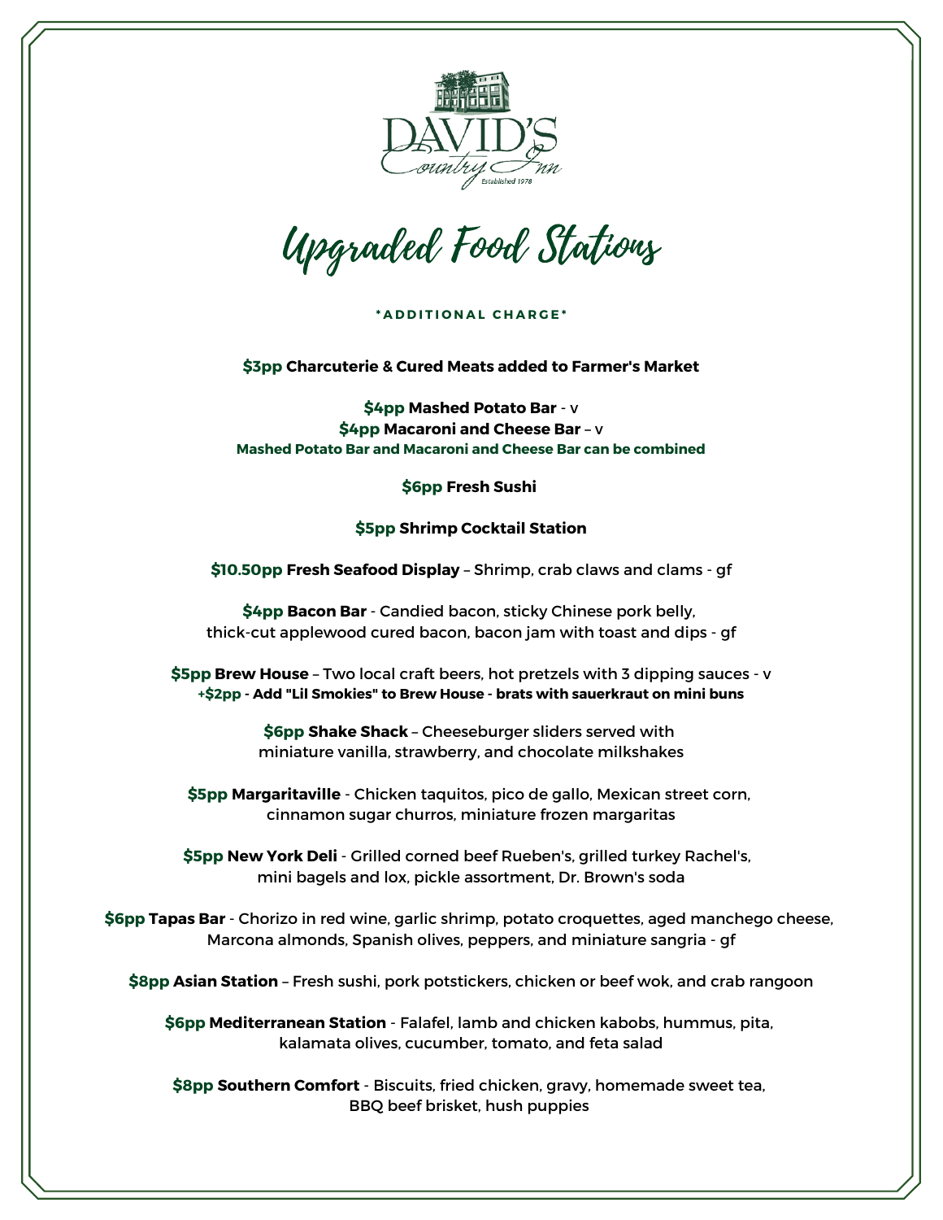DAVID'S
Country Inn
Established 1978

# Upgraded Food Stations

**\*ADDITIONAL CHARGE\***

**$3pp Charcuterie & Cured Meats added to Farmer's Market**

**$4pp Mashed Potato Bar** - v
**$4pp Macaroni and Cheese Bar** – v
**Mashed Potato Bar and Macaroni and Cheese Bar can be combined**

**$6pp Fresh Sushi**

**$5pp Shrimp Cocktail Station**

**$10.50pp Fresh Seafood Display** – Shrimp, crab claws and clams - gf

**$4pp Bacon Bar** - Candied bacon, sticky Chinese pork belly, thick-cut applewood cured bacon, bacon jam with toast and dips - gf

**$5pp Brew House** – Two local craft beers, hot pretzels with 3 dipping sauces - v
**+$2pp - Add "Lil Smokies" to Brew House - brats with sauerkraut on mini buns**

**$6pp Shake Shack** – Cheeseburger sliders served with miniature vanilla, strawberry, and chocolate milkshakes

**$5pp Margaritaville** - Chicken taquitos, pico de gallo, Mexican street corn, cinnamon sugar churros, miniature frozen margaritas

**$5pp New York Deli** - Grilled corned beef Rueben's, grilled turkey Rachel's, mini bagels and lox, pickle assortment, Dr. Brown's soda

**$6pp Tapas Bar** - Chorizo in red wine, garlic shrimp, potato croquettes, aged manchego cheese, Marcona almonds, Spanish olives, peppers, and miniature sangria - gf

**$8pp Asian Station** – Fresh sushi, pork potstickers, chicken or beef wok, and crab rangoon

**$6pp Mediterranean Station** - Falafel, lamb and chicken kabobs, hummus, pita, kalamata olives, cucumber, tomato, and feta salad

**$8pp Southern Comfort** - Biscuits, fried chicken, gravy, homemade sweet tea, BBQ beef brisket, hush puppies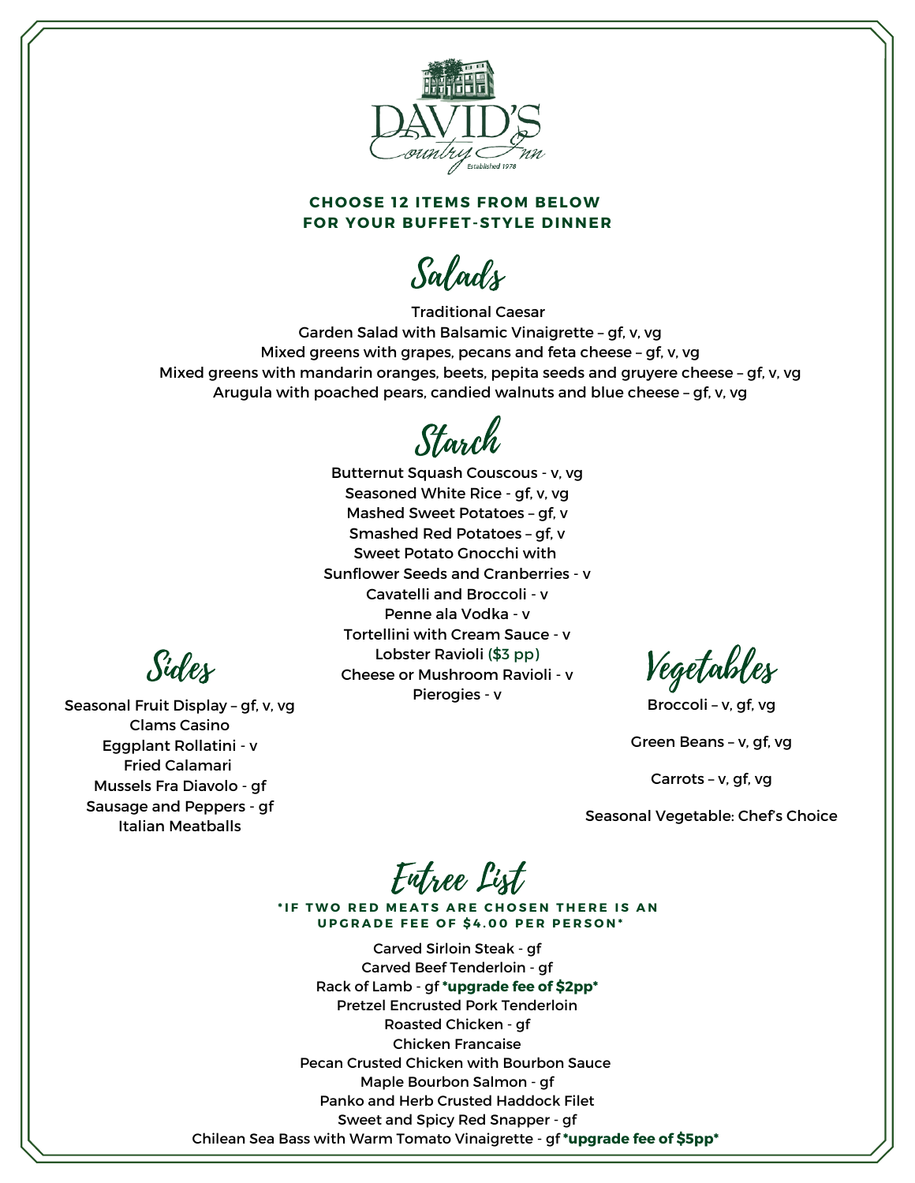# DAVID'S Country Inn

Established 1978

**CHOOSE 12 ITEMS FROM BELOW FOR YOUR BUFFET-STYLE DINNER**

## Salads

Traditional Caesar
Garden Salad with Balsamic Vinaigrette – gf, v, vg
Mixed greens with grapes, pecans and feta cheese – gf, v, vg
Mixed greens with mandarin oranges, beets, pepita seeds and gruyere cheese – gf, v, vg
Arugula with poached pears, candied walnuts and blue cheese – gf, v, vg

## Starch

Butternut Squash Couscous - v, vg
Seasoned White Rice - gf, v, vg
Mashed Sweet Potatoes – gf, v
Smashed Red Potatoes – gf, v
Sweet Potato Gnocchi with Sunflower Seeds and Cranberries - v
Cavatelli and Broccoli - v
Penne ala Vodka - v
Tortellini with Cream Sauce - v
Lobster Ravioli ($3 pp)
Cheese or Mushroom Ravioli - v
Pierogies - v

## Sides

Seasonal Fruit Display – gf, v, vg
Clams Casino
Eggplant Rollatini - v
Fried Calamari
Mussels Fra Diavolo - gf
Sausage and Peppers - gf
Italian Meatballs

## Vegetables

Broccoli – v, gf, vg

Green Beans – v, gf, vg

Carrots – v, gf, vg

Seasonal Vegetable: Chef's Choice

## Entree List

**\*IF TWO RED MEATS ARE CHOSEN THERE IS AN UPGRADE FEE OF $4.00 PER PERSON\***

Carved Sirloin Steak - gf
Carved Beef Tenderloin - gf
Rack of Lamb - gf **\*upgrade fee of $2pp\***
Pretzel Encrusted Pork Tenderloin
Roasted Chicken - gf
Chicken Francaise
Pecan Crusted Chicken with Bourbon Sauce
Maple Bourbon Salmon - gf
Panko and Herb Crusted Haddock Filet
Sweet and Spicy Red Snapper - gf
Chilean Sea Bass with Warm Tomato Vinaigrette - gf **\*upgrade fee of $5pp\***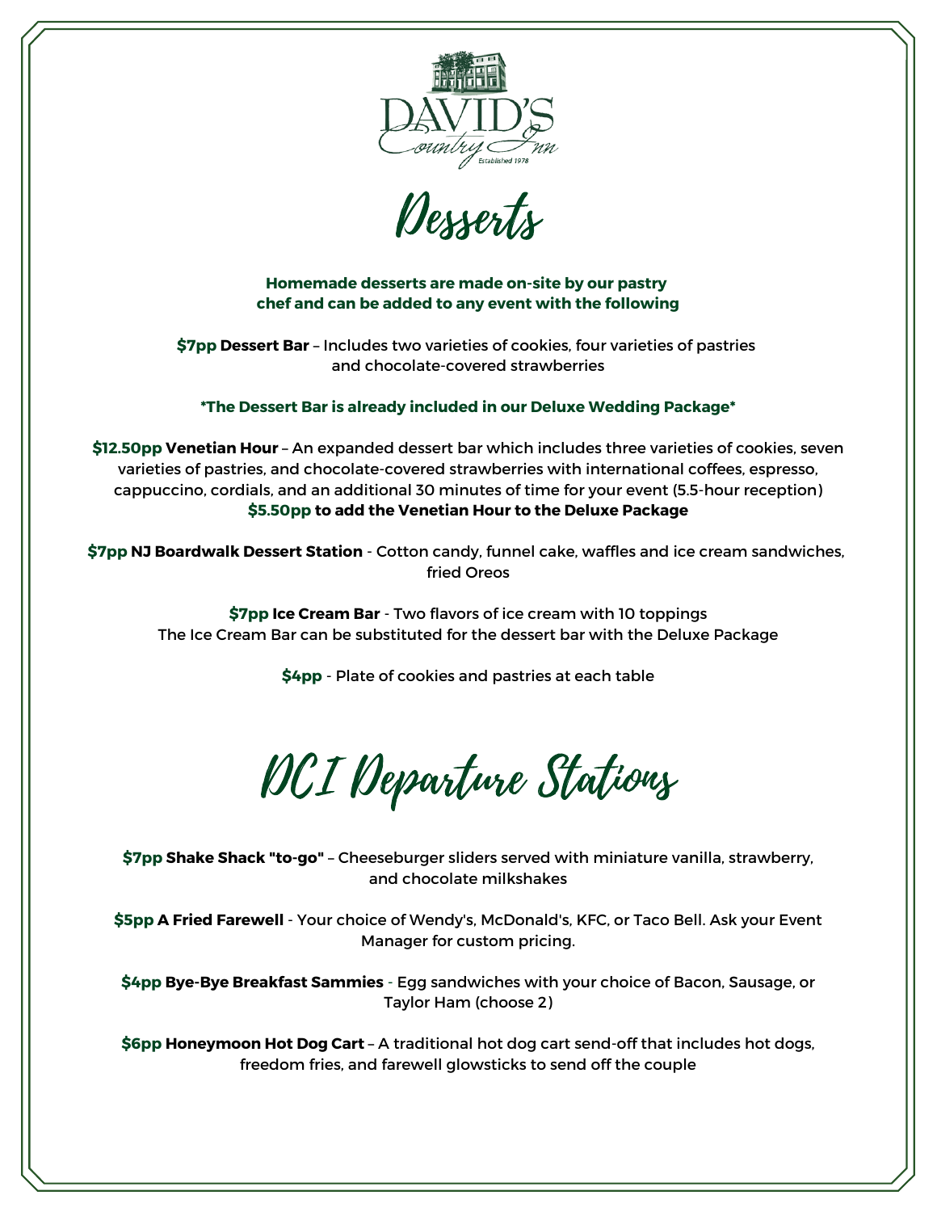DAVID'S Country Inn

Established 1978

# Desserts

**Homemade desserts are made on-site by our pastry chef and can be added to any event with the following**

**$7pp Dessert Bar** – Includes two varieties of cookies, four varieties of pastries and chocolate-covered strawberries

**\*The Dessert Bar is already included in our Deluxe Wedding Package\***

**$12.50pp Venetian Hour** – An expanded dessert bar which includes three varieties of cookies, seven varieties of pastries, and chocolate-covered strawberries with international coffees, espresso, cappuccino, cordials, and an additional 30 minutes of time for your event (5.5-hour reception)
**$5.50pp to add the Venetian Hour to the Deluxe Package**

**$7pp NJ Boardwalk Dessert Station** - Cotton candy, funnel cake, waffles and ice cream sandwiches, fried Oreos

**$7pp Ice Cream Bar** - Two flavors of ice cream with 10 toppings
The Ice Cream Bar can be substituted for the dessert bar with the Deluxe Package

**$4pp** - Plate of cookies and pastries at each table

# DCI Departure Stations

**$7pp Shake Shack "to-go"** – Cheeseburger sliders served with miniature vanilla, strawberry, and chocolate milkshakes

**$5pp A Fried Farewell** - Your choice of Wendy's, McDonald's, KFC, or Taco Bell. Ask your Event Manager for custom pricing.

**$4pp Bye-Bye Breakfast Sammies** - Egg sandwiches with your choice of Bacon, Sausage, or Taylor Ham (choose 2)

**$6pp Honeymoon Hot Dog Cart** – A traditional hot dog cart send-off that includes hot dogs, freedom fries, and farewell glowsticks to send off the couple